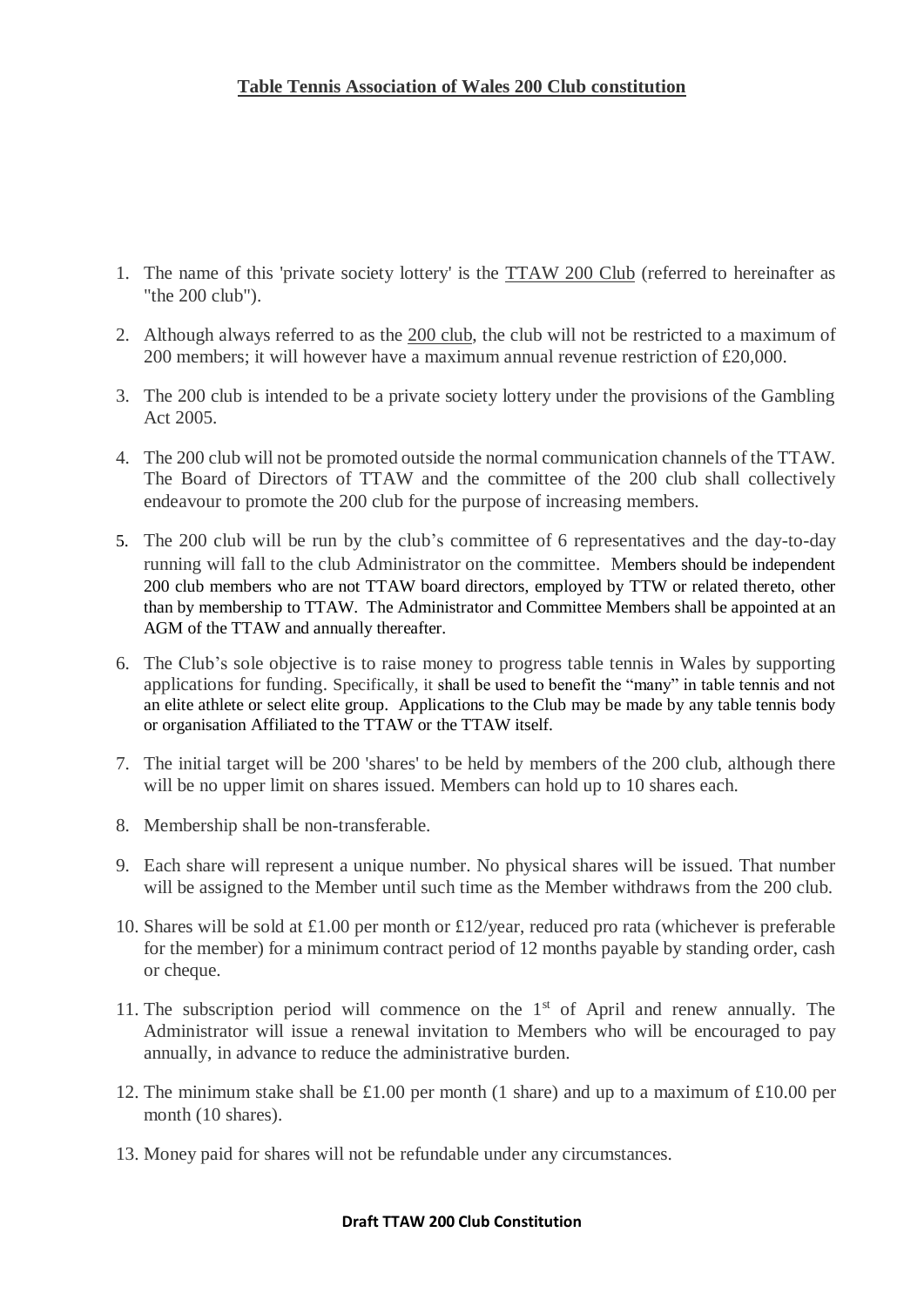# Table Tennis Association of Wales 200 Club constitution

1. The name of this 'private society lottery' is the TTAW 200 Club (referred to hereinafter as "the 200 club").

2. Although always referred to as the 200 club, the club will not be restricted to a maximum of 200 members; it will however have a maximum annual revenue restriction of £20,000.

3. The 200 club is intended to be a private society lottery under the provisions of the Gambling Act 2005.

4. The 200 club will not be promoted outside the normal communication channels of the TTAW. The Board of Directors of TTAW and the committee of the 200 club shall collectively endeavour to promote the 200 club for the purpose of increasing members.

5. The 200 club will be run by the club's committee of 6 representatives and the day-to-day running will fall to the club Administrator on the committee. Members should be independent 200 club members who are not TTAW board directors, employed by TTW or related thereto, other than by membership to TTAW. The Administrator and Committee Members shall be appointed at an AGM of the TTAW and annually thereafter.

6. The Club's sole objective is to raise money to progress table tennis in Wales by supporting applications for funding. Specifically, it shall be used to benefit the "many" in table tennis and not an elite athlete or select elite group. Applications to the Club may be made by any table tennis body or organisation Affiliated to the TTAW or the TTAW itself.

7. The initial target will be 200 'shares' to be held by members of the 200 club, although there will be no upper limit on shares issued. Members can hold up to 10 shares each.

8. Membership shall be non-transferable.

9. Each share will represent a unique number. No physical shares will be issued. That number will be assigned to the Member until such time as the Member withdraws from the 200 club.

10. Shares will be sold at £1.00 per month or £12/year, reduced pro rata (whichever is preferable for the member) for a minimum contract period of 12 months payable by standing order, cash or cheque.

11. The subscription period will commence on the 1st of April and renew annually. The Administrator will issue a renewal invitation to Members who will be encouraged to pay annually, in advance to reduce the administrative burden.

12. The minimum stake shall be £1.00 per month (1 share) and up to a maximum of £10.00 per month (10 shares).

13. Money paid for shares will not be refundable under any circumstances.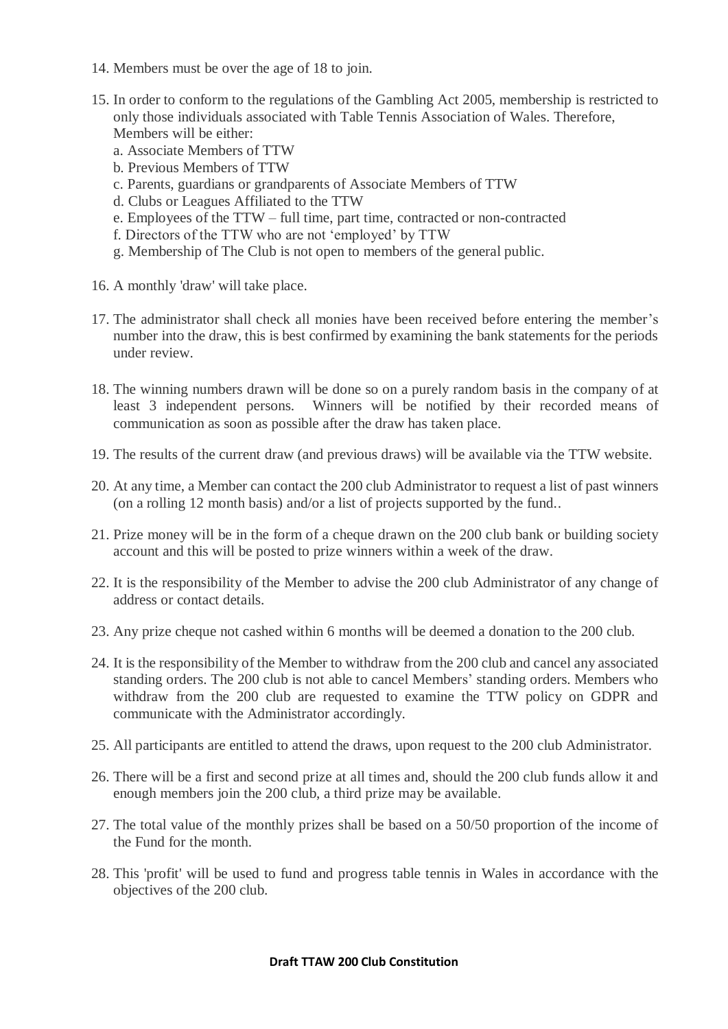14. Members must be over the age of 18 to join.

15. In order to conform to the regulations of the Gambling Act 2005, membership is restricted to only those individuals associated with Table Tennis Association of Wales. Therefore, Members will be either:
    a. Associate Members of TTW
    b. Previous Members of TTW
    c. Parents, guardians or grandparents of Associate Members of TTW
    d. Clubs or Leagues Affiliated to the TTW
    e. Employees of the TTW – full time, part time, contracted or non-contracted
    f. Directors of the TTW who are not 'employed' by TTW
    g. Membership of The Club is not open to members of the general public.

16. A monthly 'draw' will take place.

17. The administrator shall check all monies have been received before entering the member's number into the draw, this is best confirmed by examining the bank statements for the periods under review.

18. The winning numbers drawn will be done so on a purely random basis in the company of at least 3 independent persons. Winners will be notified by their recorded means of communication as soon as possible after the draw has taken place.

19. The results of the current draw (and previous draws) will be available via the TTW website.

20. At any time, a Member can contact the 200 club Administrator to request a list of past winners (on a rolling 12 month basis) and/or a list of projects supported by the fund..

21. Prize money will be in the form of a cheque drawn on the 200 club bank or building society account and this will be posted to prize winners within a week of the draw.

22. It is the responsibility of the Member to advise the 200 club Administrator of any change of address or contact details.

23. Any prize cheque not cashed within 6 months will be deemed a donation to the 200 club.

24. It is the responsibility of the Member to withdraw from the 200 club and cancel any associated standing orders. The 200 club is not able to cancel Members' standing orders. Members who withdraw from the 200 club are requested to examine the TTW policy on GDPR and communicate with the Administrator accordingly.

25. All participants are entitled to attend the draws, upon request to the 200 club Administrator.

26. There will be a first and second prize at all times and, should the 200 club funds allow it and enough members join the 200 club, a third prize may be available.

27. The total value of the monthly prizes shall be based on a 50/50 proportion of the income of the Fund for the month.

28. This 'profit' will be used to fund and progress table tennis in Wales in accordance with the objectives of the 200 club.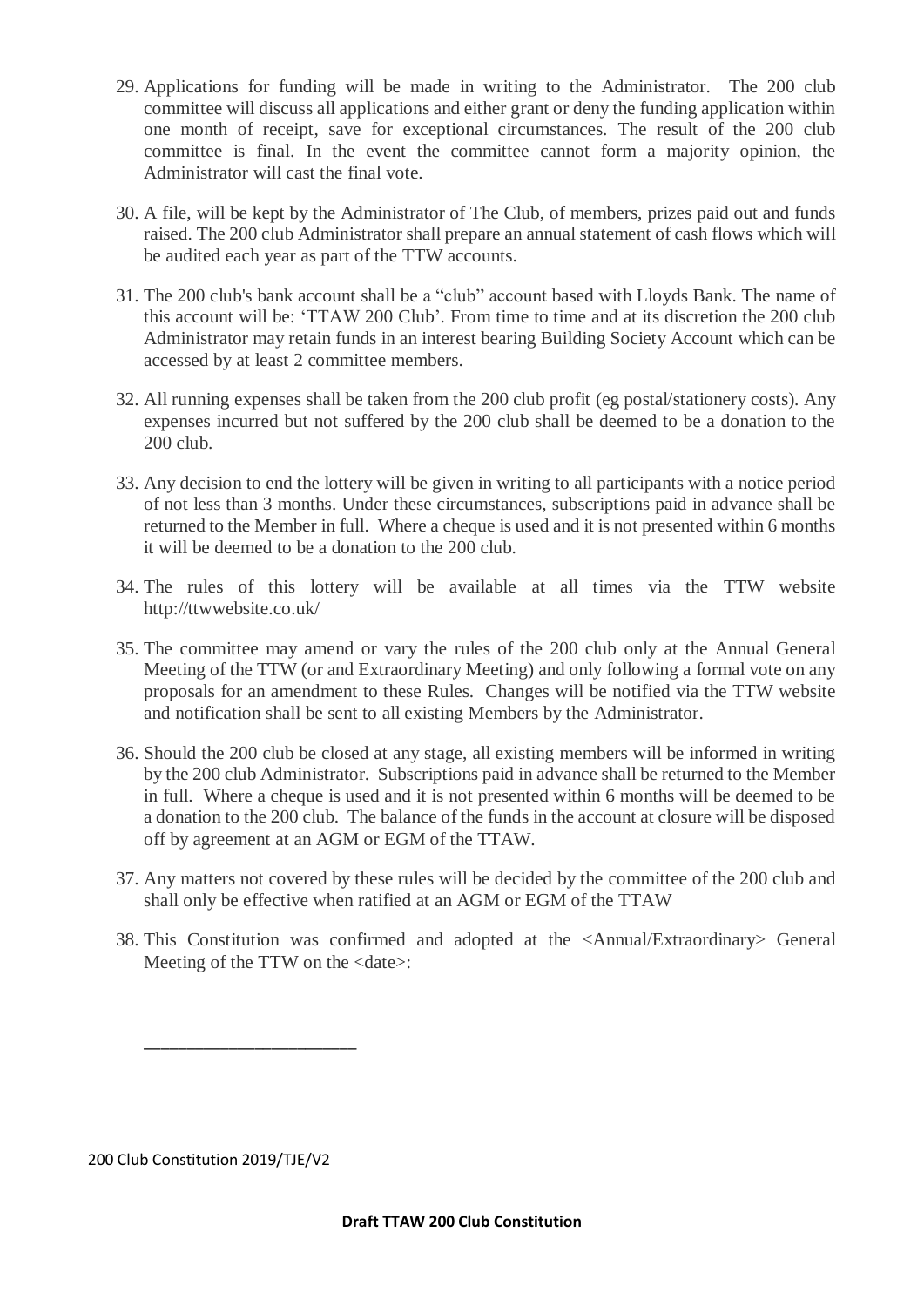29. Applications for funding will be made in writing to the Administrator. The 200 club committee will discuss all applications and either grant or deny the funding application within one month of receipt, save for exceptional circumstances. The result of the 200 club committee is final. In the event the committee cannot form a majority opinion, the Administrator will cast the final vote.

30. A file, will be kept by the Administrator of The Club, of members, prizes paid out and funds raised. The 200 club Administrator shall prepare an annual statement of cash flows which will be audited each year as part of the TTW accounts.

31. The 200 club's bank account shall be a "club" account based with Lloyds Bank. The name of this account will be: 'TTAW 200 Club'. From time to time and at its discretion the 200 club Administrator may retain funds in an interest bearing Building Society Account which can be accessed by at least 2 committee members.

32. All running expenses shall be taken from the 200 club profit (eg postal/stationery costs). Any expenses incurred but not suffered by the 200 club shall be deemed to be a donation to the 200 club.

33. Any decision to end the lottery will be given in writing to all participants with a notice period of not less than 3 months. Under these circumstances, subscriptions paid in advance shall be returned to the Member in full. Where a cheque is used and it is not presented within 6 months it will be deemed to be a donation to the 200 club.

34. The rules of this lottery will be available at all times via the TTW website http://ttwwebsite.co.uk/

35. The committee may amend or vary the rules of the 200 club only at the Annual General Meeting of the TTW (or and Extraordinary Meeting) and only following a formal vote on any proposals for an amendment to these Rules. Changes will be notified via the TTW website and notification shall be sent to all existing Members by the Administrator.

36. Should the 200 club be closed at any stage, all existing members will be informed in writing by the 200 club Administrator. Subscriptions paid in advance shall be returned to the Member in full. Where a cheque is used and it is not presented within 6 months will be deemed to be a donation to the 200 club. The balance of the funds in the account at closure will be disposed off by agreement at an AGM or EGM of the TTAW.

37. Any matters not covered by these rules will be decided by the committee of the 200 club and shall only be effective when ratified at an AGM or EGM of the TTAW

38. This Constitution was confirmed and adopted at the <Annual/Extraordinary> General Meeting of the TTW on the <date>:

______________________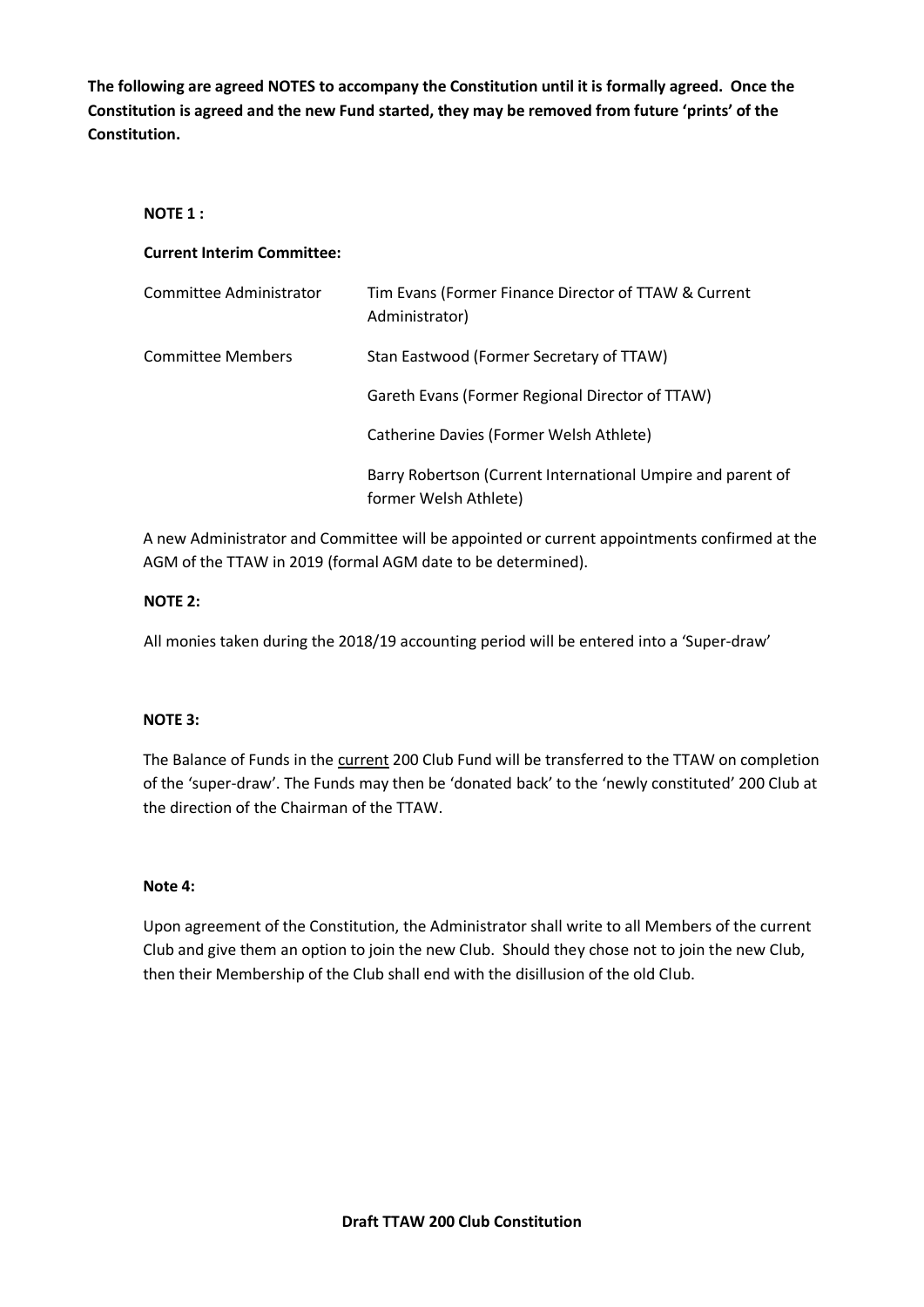**The following are agreed NOTES to accompany the Constitution until it is formally agreed. Once the Constitution is agreed and the new Fund started, they may be removed from future 'prints' of the Constitution.**

**NOTE 1 :**

**Current Interim Committee:**

| | |
|---|---|
| Committee Administrator | Tim Evans (Former Finance Director of TTAW & Current Administrator) |
| Committee Members | Stan Eastwood (Former Secretary of TTAW) |
| | Gareth Evans (Former Regional Director of TTAW) |
| | Catherine Davies (Former Welsh Athlete) |
| | Barry Robertson (Current International Umpire and parent of former Welsh Athlete) |

A new Administrator and Committee will be appointed or current appointments confirmed at the AGM of the TTAW in 2019 (formal AGM date to be determined).

**NOTE 2:**

All monies taken during the 2018/19 accounting period will be entered into a 'Super-draw'

**NOTE 3:**

The Balance of Funds in the current 200 Club Fund will be transferred to the TTAW on completion of the 'super-draw'. The Funds may then be 'donated back' to the 'newly constituted' 200 Club at the direction of the Chairman of the TTAW.

**Note 4:**

Upon agreement of the Constitution, the Administrator shall write to all Members of the current Club and give them an option to join the new Club. Should they chose not to join the new Club, then their Membership of the Club shall end with the disillusion of the old Club.